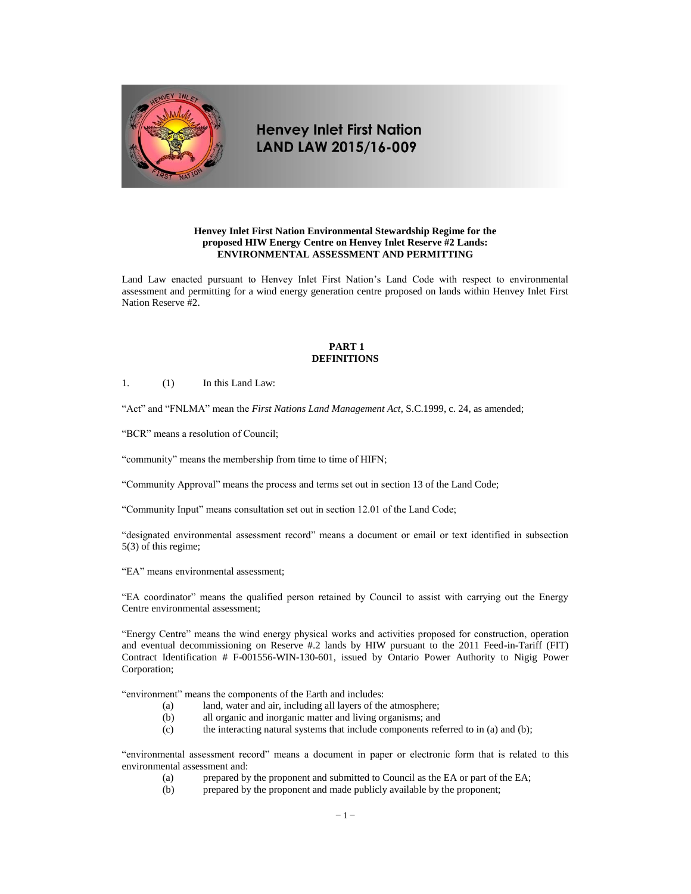# Henvey Inlet First Nation LAND LAW 2015/16-009

**Henvey Inlet First Nation Environmental Stewardship Regime for the proposed HIW Energy Centre on Henvey Inlet Reserve #2 Lands: ENVIRONMENTAL ASSESSMENT AND PERMITTING**

Land Law enacted pursuant to Henvey Inlet First Nation's Land Code with respect to environmental assessment and permitting for a wind energy generation centre proposed on lands within Henvey Inlet First Nation Reserve #2.

## PART 1
## DEFINITIONS

1. (1) In this Land Law:

"Act" and "FNLMA" mean the *First Nations Land Management Act*, S.C.1999, c. 24, as amended;

"BCR" means a resolution of Council;

"community" means the membership from time to time of HIFN;

"Community Approval" means the process and terms set out in section 13 of the Land Code;

"Community Input" means consultation set out in section 12.01 of the Land Code;

"designated environmental assessment record" means a document or email or text identified in subsection 5(3) of this regime;

"EA" means environmental assessment;

"EA coordinator" means the qualified person retained by Council to assist with carrying out the Energy Centre environmental assessment;

"Energy Centre" means the wind energy physical works and activities proposed for construction, operation and eventual decommissioning on Reserve #.2 lands by HIW pursuant to the 2011 Feed-in-Tariff (FIT) Contract Identification # F-001556-WIN-130-601, issued by Ontario Power Authority to Nigig Power Corporation;

"environment" means the components of the Earth and includes:

- (a) land, water and air, including all layers of the atmosphere;
- (b) all organic and inorganic matter and living organisms; and
- (c) the interacting natural systems that include components referred to in (a) and (b);

"environmental assessment record" means a document in paper or electronic form that is related to this environmental assessment and:

- (a) prepared by the proponent and submitted to Council as the EA or part of the EA;
- (b) prepared by the proponent and made publicly available by the proponent;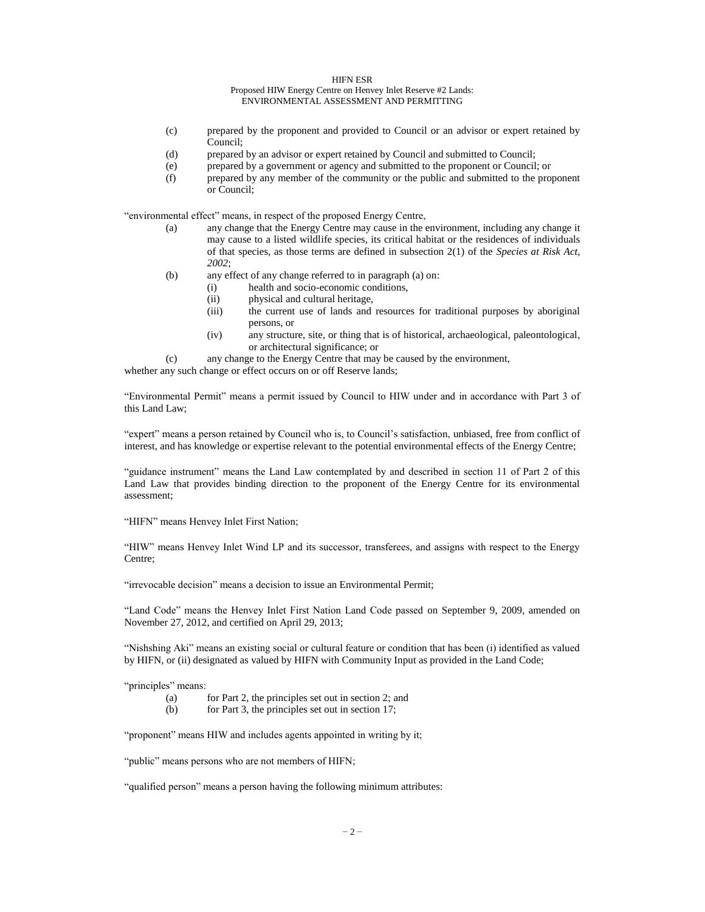(c) prepared by the proponent and provided to Council or an advisor or expert retained by Council;

(d) prepared by an advisor or expert retained by Council and submitted to Council;

(e) prepared by a government or agency and submitted to the proponent or Council; or

(f) prepared by any member of the community or the public and submitted to the proponent or Council;

"environmental effect" means, in respect of the proposed Energy Centre,

(a) any change that the Energy Centre may cause in the environment, including any change it may cause to a listed wildlife species, its critical habitat or the residences of individuals of that species, as those terms are defined in subsection 2(1) of the *Species at Risk Act, 2002*;

(b) any effect of any change referred to in paragraph (a) on:

  (i) health and socio-economic conditions,

  (ii) physical and cultural heritage,

  (iii) the current use of lands and resources for traditional purposes by aboriginal persons, or

  (iv) any structure, site, or thing that is of historical, archaeological, paleontological, or architectural significance; or

(c) any change to the Energy Centre that may be caused by the environment,

whether any such change or effect occurs on or off Reserve lands;

"Environmental Permit" means a permit issued by Council to HIW under and in accordance with Part 3 of this Land Law;

"expert" means a person retained by Council who is, to Council's satisfaction, unbiased, free from conflict of interest, and has knowledge or expertise relevant to the potential environmental effects of the Energy Centre;

"guidance instrument" means the Land Law contemplated by and described in section 11 of Part 2 of this Land Law that provides binding direction to the proponent of the Energy Centre for its environmental assessment;

"HIFN" means Henvey Inlet First Nation;

"HIW" means Henvey Inlet Wind LP and its successor, transferees, and assigns with respect to the Energy Centre;

"irrevocable decision" means a decision to issue an Environmental Permit;

"Land Code" means the Henvey Inlet First Nation Land Code passed on September 9, 2009, amended on November 27, 2012, and certified on April 29, 2013;

"Nishshing Aki" means an existing social or cultural feature or condition that has been (i) identified as valued by HIFN, or (ii) designated as valued by HIFN with Community Input as provided in the Land Code;

"principles" means:

(a) for Part 2, the principles set out in section 2; and

(b) for Part 3, the principles set out in section 17;

"proponent" means HIW and includes agents appointed in writing by it;

"public" means persons who are not members of HIFN;

"qualified person" means a person having the following minimum attributes: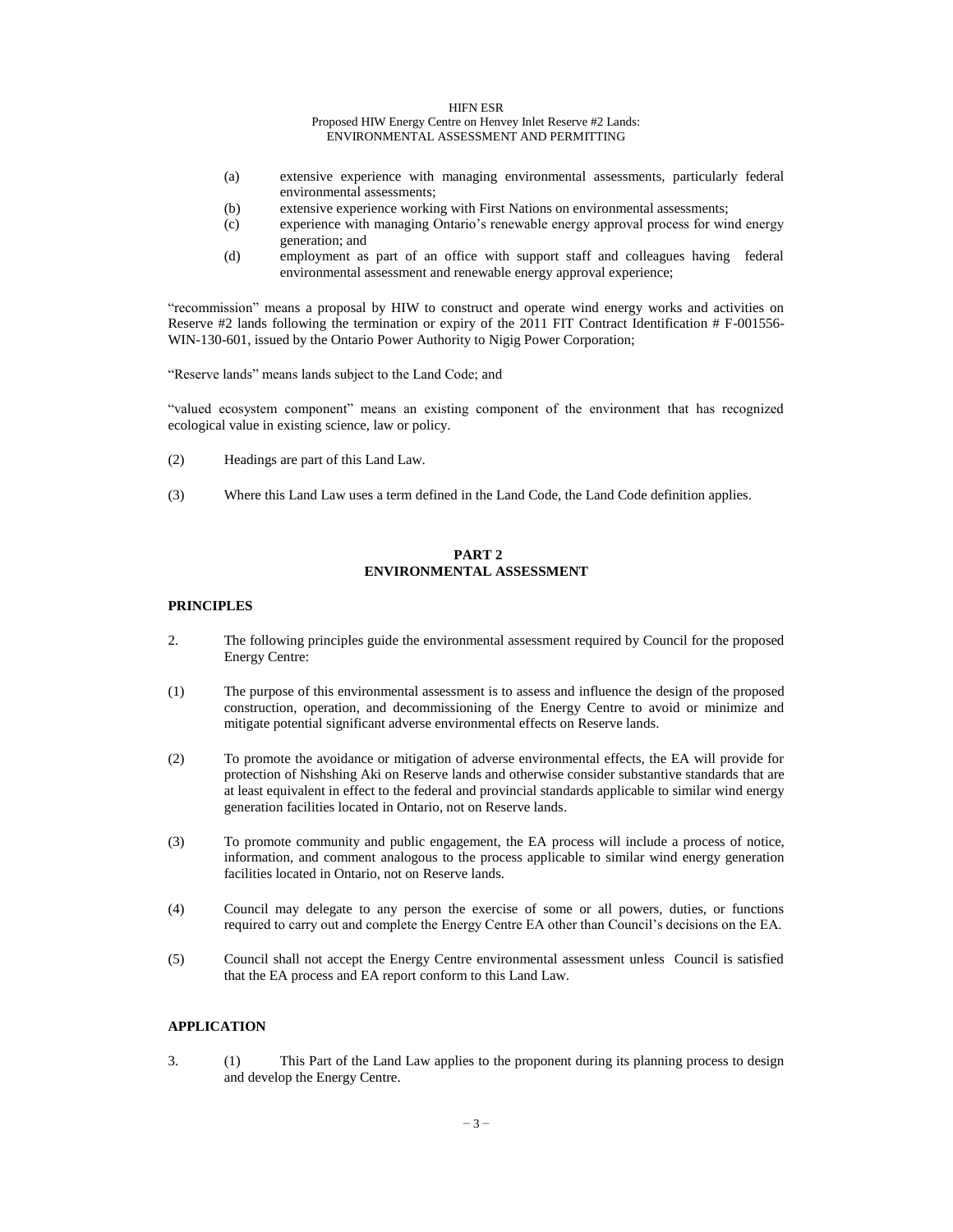(a) extensive experience with managing environmental assessments, particularly federal environmental assessments;

(b) extensive experience working with First Nations on environmental assessments;

(c) experience with managing Ontario's renewable energy approval process for wind energy generation; and

(d) employment as part of an office with support staff and colleagues having federal environmental assessment and renewable energy approval experience;

"recommission" means a proposal by HIW to construct and operate wind energy works and activities on Reserve #2 lands following the termination or expiry of the 2011 FIT Contract Identification # F-001556-WIN-130-601, issued by the Ontario Power Authority to Nigig Power Corporation;

"Reserve lands" means lands subject to the Land Code; and

"valued ecosystem component" means an existing component of the environment that has recognized ecological value in existing science, law or policy.

(2) Headings are part of this Land Law.

(3) Where this Land Law uses a term defined in the Land Code, the Land Code definition applies.

## PART 2
## ENVIRONMENTAL ASSESSMENT

### PRINCIPLES

2. The following principles guide the environmental assessment required by Council for the proposed Energy Centre:

(1) The purpose of this environmental assessment is to assess and influence the design of the proposed construction, operation, and decommissioning of the Energy Centre to avoid or minimize and mitigate potential significant adverse environmental effects on Reserve lands.

(2) To promote the avoidance or mitigation of adverse environmental effects, the EA will provide for protection of Nishshing Aki on Reserve lands and otherwise consider substantive standards that are at least equivalent in effect to the federal and provincial standards applicable to similar wind energy generation facilities located in Ontario, not on Reserve lands.

(3) To promote community and public engagement, the EA process will include a process of notice, information, and comment analogous to the process applicable to similar wind energy generation facilities located in Ontario, not on Reserve lands.

(4) Council may delegate to any person the exercise of some or all powers, duties, or functions required to carry out and complete the Energy Centre EA other than Council's decisions on the EA.

(5) Council shall not accept the Energy Centre environmental assessment unless Council is satisfied that the EA process and EA report conform to this Land Law.

### APPLICATION

3. (1) This Part of the Land Law applies to the proponent during its planning process to design and develop the Energy Centre.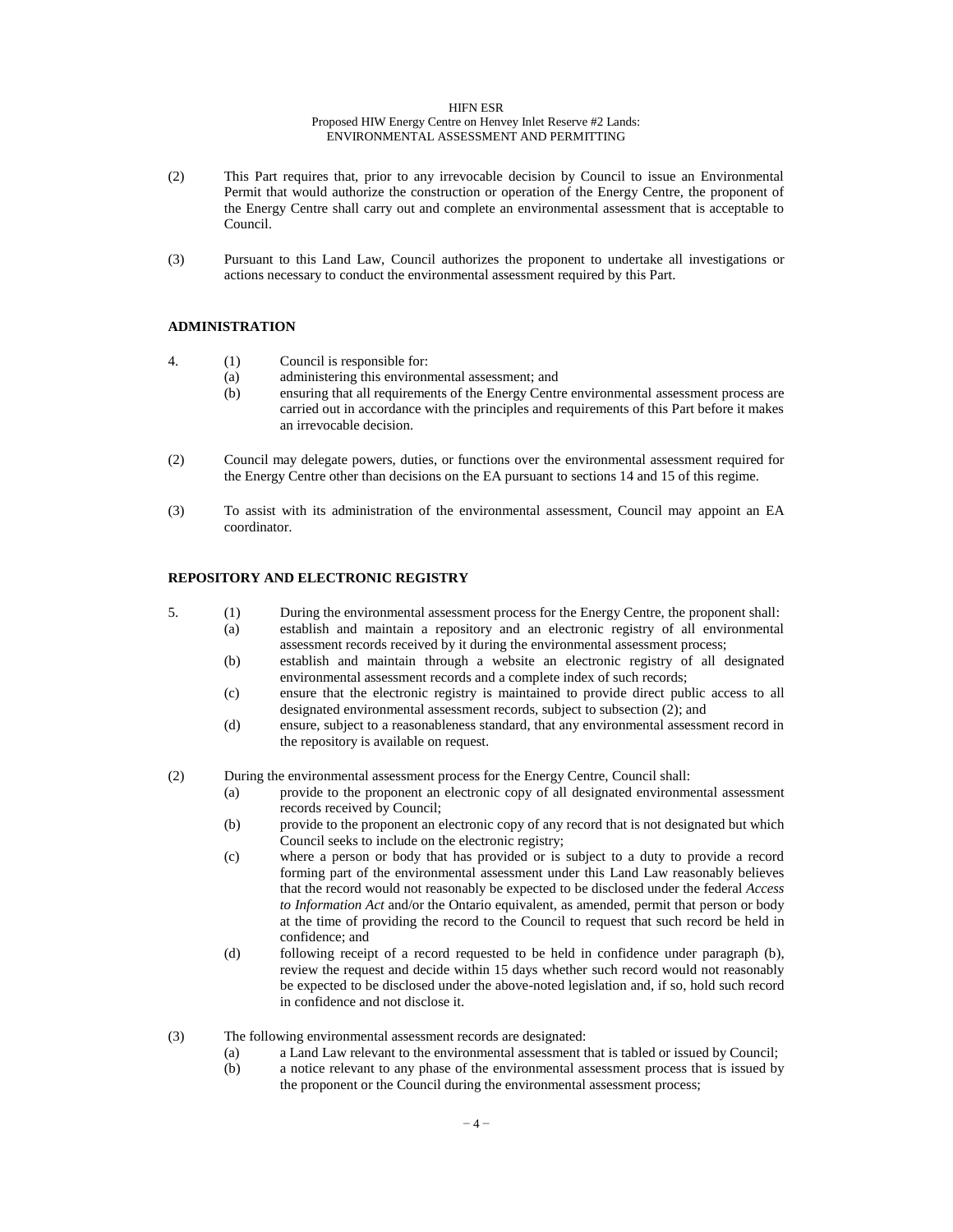(2) This Part requires that, prior to any irrevocable decision by Council to issue an Environmental Permit that would authorize the construction or operation of the Energy Centre, the proponent of the Energy Centre shall carry out and complete an environmental assessment that is acceptable to Council.

(3) Pursuant to this Land Law, Council authorizes the proponent to undertake all investigations or actions necessary to conduct the environmental assessment required by this Part.

## ADMINISTRATION

4. (1) Council is responsible for:
   - (a) administering this environmental assessment; and
   - (b) ensuring that all requirements of the Energy Centre environmental assessment process are carried out in accordance with the principles and requirements of this Part before it makes an irrevocable decision.

(2) Council may delegate powers, duties, or functions over the environmental assessment required for the Energy Centre other than decisions on the EA pursuant to sections 14 and 15 of this regime.

(3) To assist with its administration of the environmental assessment, Council may appoint an EA coordinator.

## REPOSITORY AND ELECTRONIC REGISTRY

5. (1) During the environmental assessment process for the Energy Centre, the proponent shall:
   - (a) establish and maintain a repository and an electronic registry of all environmental assessment records received by it during the environmental assessment process;
   - (b) establish and maintain through a website an electronic registry of all designated environmental assessment records and a complete index of such records;
   - (c) ensure that the electronic registry is maintained to provide direct public access to all designated environmental assessment records, subject to subsection (2); and
   - (d) ensure, subject to a reasonableness standard, that any environmental assessment record in the repository is available on request.

(2) During the environmental assessment process for the Energy Centre, Council shall:
   - (a) provide to the proponent an electronic copy of all designated environmental assessment records received by Council;
   - (b) provide to the proponent an electronic copy of any record that is not designated but which Council seeks to include on the electronic registry;
   - (c) where a person or body that has provided or is subject to a duty to provide a record forming part of the environmental assessment under this Land Law reasonably believes that the record would not reasonably be expected to be disclosed under the federal *Access to Information Act* and/or the Ontario equivalent, as amended, permit that person or body at the time of providing the record to the Council to request that such record be held in confidence; and
   - (d) following receipt of a record requested to be held in confidence under paragraph (b), review the request and decide within 15 days whether such record would not reasonably be expected to be disclosed under the above-noted legislation and, if so, hold such record in confidence and not disclose it.

(3) The following environmental assessment records are designated:
   - (a) a Land Law relevant to the environmental assessment that is tabled or issued by Council;
   - (b) a notice relevant to any phase of the environmental assessment process that is issued by the proponent or the Council during the environmental assessment process;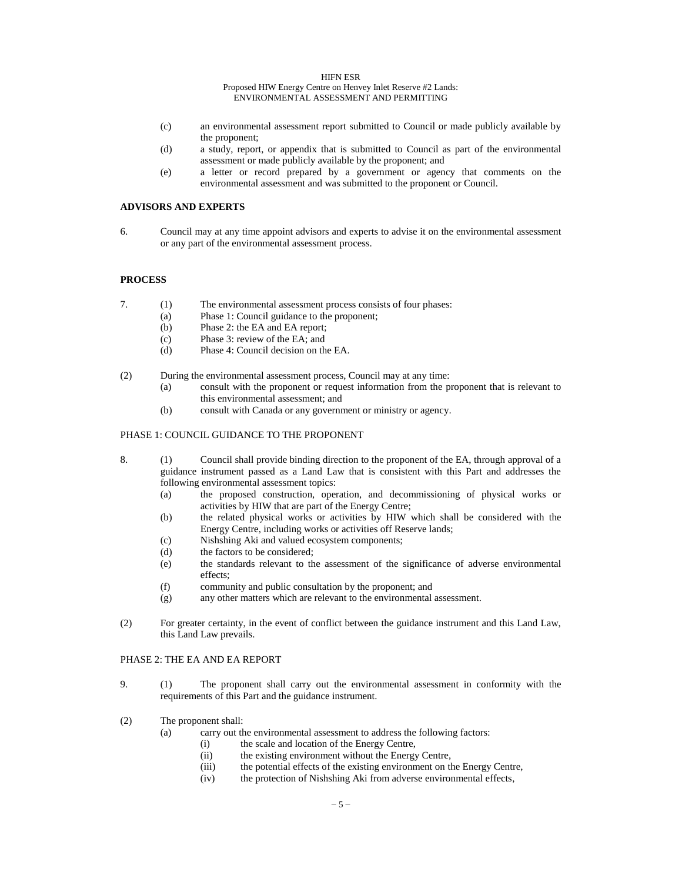(c) an environmental assessment report submitted to Council or made publicly available by the proponent;

(d) a study, report, or appendix that is submitted to Council as part of the environmental assessment or made publicly available by the proponent; and

(e) a letter or record prepared by a government or agency that comments on the environmental assessment and was submitted to the proponent or Council.

**ADVISORS AND EXPERTS**

6. Council may at any time appoint advisors and experts to advise it on the environmental assessment or any part of the environmental assessment process.

**PROCESS**

7. (1) The environmental assessment process consists of four phases:
   (a) Phase 1: Council guidance to the proponent;
   (b) Phase 2: the EA and EA report;
   (c) Phase 3: review of the EA; and
   (d) Phase 4: Council decision on the EA.

(2) During the environmental assessment process, Council may at any time:
   (a) consult with the proponent or request information from the proponent that is relevant to this environmental assessment; and
   (b) consult with Canada or any government or ministry or agency.

PHASE 1: COUNCIL GUIDANCE TO THE PROPONENT

8. (1) Council shall provide binding direction to the proponent of the EA, through approval of a guidance instrument passed as a Land Law that is consistent with this Part and addresses the following environmental assessment topics:
   (a) the proposed construction, operation, and decommissioning of physical works or activities by HIW that are part of the Energy Centre;
   (b) the related physical works or activities by HIW which shall be considered with the Energy Centre, including works or activities off Reserve lands;
   (c) Nishshing Aki and valued ecosystem components;
   (d) the factors to be considered;
   (e) the standards relevant to the assessment of the significance of adverse environmental effects;
   (f) community and public consultation by the proponent; and
   (g) any other matters which are relevant to the environmental assessment.

(2) For greater certainty, in the event of conflict between the guidance instrument and this Land Law, this Land Law prevails.

PHASE 2: THE EA AND EA REPORT

9. (1) The proponent shall carry out the environmental assessment in conformity with the requirements of this Part and the guidance instrument.

(2) The proponent shall:
   (a) carry out the environmental assessment to address the following factors:
      (i) the scale and location of the Energy Centre,
      (ii) the existing environment without the Energy Centre,
      (iii) the potential effects of the existing environment on the Energy Centre,
      (iv) the protection of Nishshing Aki from adverse environmental effects,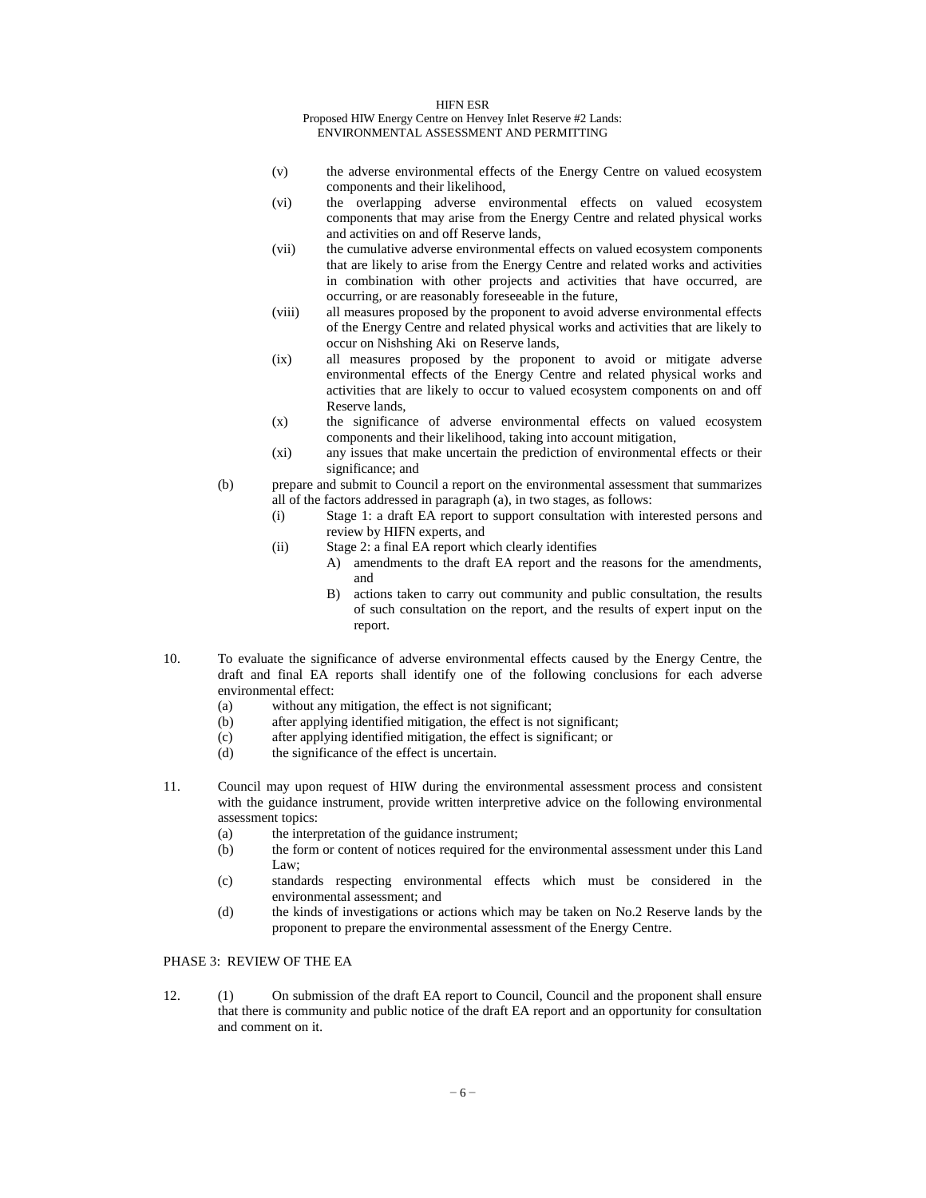(v) the adverse environmental effects of the Energy Centre on valued ecosystem components and their likelihood,

(vi) the overlapping adverse environmental effects on valued ecosystem components that may arise from the Energy Centre and related physical works and activities on and off Reserve lands,

(vii) the cumulative adverse environmental effects on valued ecosystem components that are likely to arise from the Energy Centre and related works and activities in combination with other projects and activities that have occurred, are occurring, or are reasonably foreseeable in the future,

(viii) all measures proposed by the proponent to avoid adverse environmental effects of the Energy Centre and related physical works and activities that are likely to occur on Nishshing Aki on Reserve lands,

(ix) all measures proposed by the proponent to avoid or mitigate adverse environmental effects of the Energy Centre and related physical works and activities that are likely to occur to valued ecosystem components on and off Reserve lands,

(x) the significance of adverse environmental effects on valued ecosystem components and their likelihood, taking into account mitigation,

(xi) any issues that make uncertain the prediction of environmental effects or their significance; and

(b) prepare and submit to Council a report on the environmental assessment that summarizes all of the factors addressed in paragraph (a), in two stages, as follows:

(i) Stage 1: a draft EA report to support consultation with interested persons and review by HIFN experts, and

(ii) Stage 2: a final EA report which clearly identifies

A) amendments to the draft EA report and the reasons for the amendments, and

B) actions taken to carry out community and public consultation, the results of such consultation on the report, and the results of expert input on the report.

10. To evaluate the significance of adverse environmental effects caused by the Energy Centre, the draft and final EA reports shall identify one of the following conclusions for each adverse environmental effect:

(a) without any mitigation, the effect is not significant;

(b) after applying identified mitigation, the effect is not significant;

(c) after applying identified mitigation, the effect is significant; or

(d) the significance of the effect is uncertain.

11. Council may upon request of HIW during the environmental assessment process and consistent with the guidance instrument, provide written interpretive advice on the following environmental assessment topics:

(a) the interpretation of the guidance instrument;

(b) the form or content of notices required for the environmental assessment under this Land Law;

(c) standards respecting environmental effects which must be considered in the environmental assessment; and

(d) the kinds of investigations or actions which may be taken on No.2 Reserve lands by the proponent to prepare the environmental assessment of the Energy Centre.

## PHASE 3: REVIEW OF THE EA

12. (1) On submission of the draft EA report to Council, Council and the proponent shall ensure that there is community and public notice of the draft EA report and an opportunity for consultation and comment on it.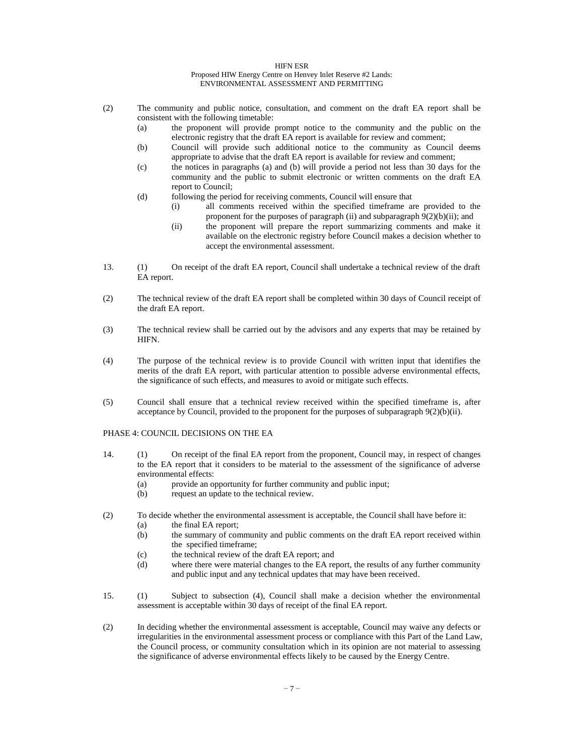(2) The community and public notice, consultation, and comment on the draft EA report shall be consistent with the following timetable:

- (a) the proponent will provide prompt notice to the community and the public on the electronic registry that the draft EA report is available for review and comment;
- (b) Council will provide such additional notice to the community as Council deems appropriate to advise that the draft EA report is available for review and comment;
- (c) the notices in paragraphs (a) and (b) will provide a period not less than 30 days for the community and the public to submit electronic or written comments on the draft EA report to Council;
- (d) following the period for receiving comments, Council will ensure that
  - (i) all comments received within the specified timeframe are provided to the proponent for the purposes of paragraph (ii) and subparagraph 9(2)(b)(ii); and
  - (ii) the proponent will prepare the report summarizing comments and make it available on the electronic registry before Council makes a decision whether to accept the environmental assessment.

13. (1) On receipt of the draft EA report, Council shall undertake a technical review of the draft EA report.

(2) The technical review of the draft EA report shall be completed within 30 days of Council receipt of the draft EA report.

(3) The technical review shall be carried out by the advisors and any experts that may be retained by HIFN.

(4) The purpose of the technical review is to provide Council with written input that identifies the merits of the draft EA report, with particular attention to possible adverse environmental effects, the significance of such effects, and measures to avoid or mitigate such effects.

(5) Council shall ensure that a technical review received within the specified timeframe is, after acceptance by Council, provided to the proponent for the purposes of subparagraph 9(2)(b)(ii).

## PHASE 4: COUNCIL DECISIONS ON THE EA

14. (1) On receipt of the final EA report from the proponent, Council may, in respect of changes to the EA report that it considers to be material to the assessment of the significance of adverse environmental effects:

- (a) provide an opportunity for further community and public input;
- (b) request an update to the technical review.

(2) To decide whether the environmental assessment is acceptable, the Council shall have before it:

- (a) the final EA report;
- (b) the summary of community and public comments on the draft EA report received within the specified timeframe;
- (c) the technical review of the draft EA report; and
- (d) where there were material changes to the EA report, the results of any further community and public input and any technical updates that may have been received.

15. (1) Subject to subsection (4), Council shall make a decision whether the environmental assessment is acceptable within 30 days of receipt of the final EA report.

(2) In deciding whether the environmental assessment is acceptable, Council may waive any defects or irregularities in the environmental assessment process or compliance with this Part of the Land Law, the Council process, or community consultation which in its opinion are not material to assessing the significance of adverse environmental effects likely to be caused by the Energy Centre.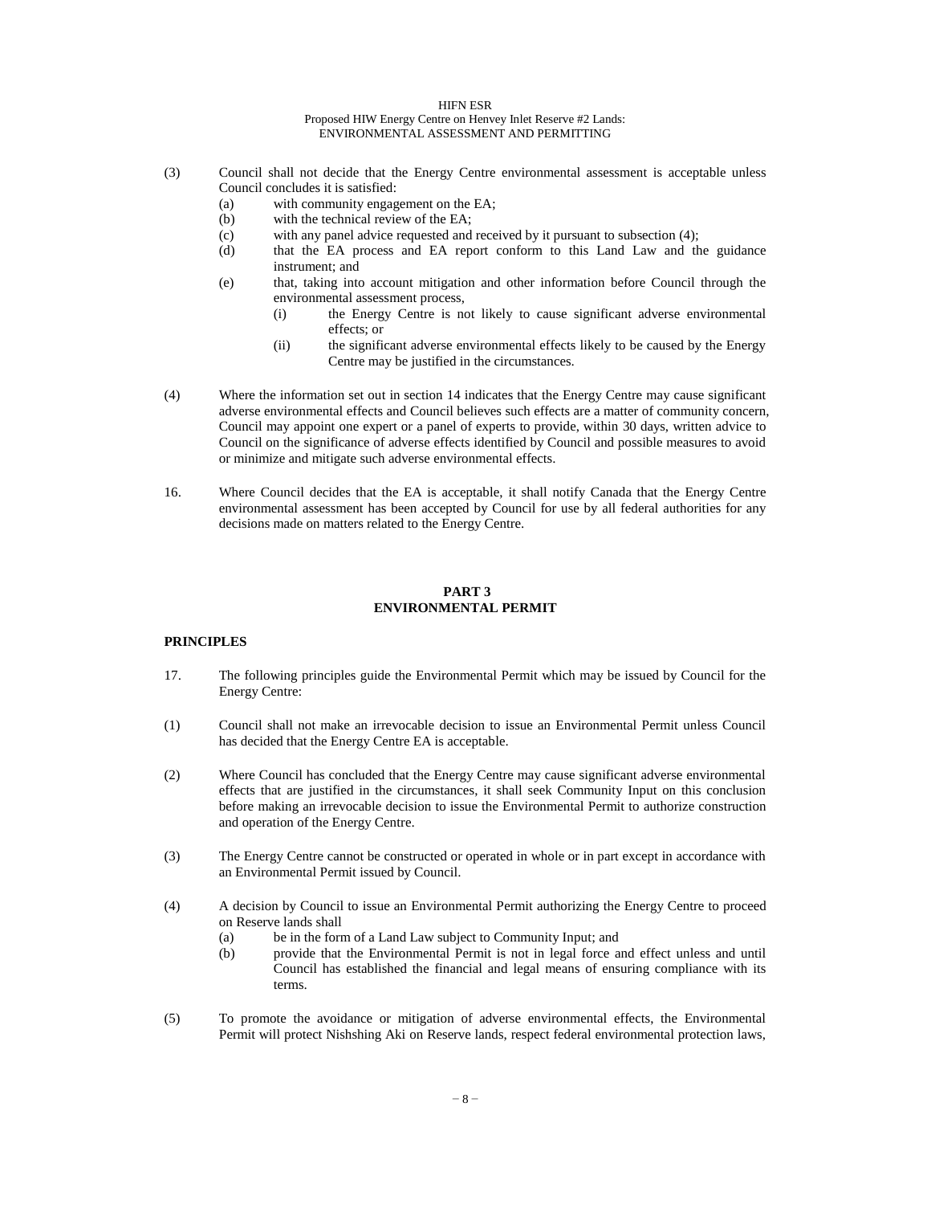(3) Council shall not decide that the Energy Centre environmental assessment is acceptable unless Council concludes it is satisfied:

- (a) with community engagement on the EA;
- (b) with the technical review of the EA;
- (c) with any panel advice requested and received by it pursuant to subsection (4);
- (d) that the EA process and EA report conform to this Land Law and the guidance instrument; and
- (e) that, taking into account mitigation and other information before Council through the environmental assessment process,
  - (i) the Energy Centre is not likely to cause significant adverse environmental effects; or
  - (ii) the significant adverse environmental effects likely to be caused by the Energy Centre may be justified in the circumstances.

(4) Where the information set out in section 14 indicates that the Energy Centre may cause significant adverse environmental effects and Council believes such effects are a matter of community concern, Council may appoint one expert or a panel of experts to provide, within 30 days, written advice to Council on the significance of adverse effects identified by Council and possible measures to avoid or minimize and mitigate such adverse environmental effects.

16. Where Council decides that the EA is acceptable, it shall notify Canada that the Energy Centre environmental assessment has been accepted by Council for use by all federal authorities for any decisions made on matters related to the Energy Centre.

## PART 3
## ENVIRONMENTAL PERMIT

### PRINCIPLES

17. The following principles guide the Environmental Permit which may be issued by Council for the Energy Centre:

(1) Council shall not make an irrevocable decision to issue an Environmental Permit unless Council has decided that the Energy Centre EA is acceptable.

(2) Where Council has concluded that the Energy Centre may cause significant adverse environmental effects that are justified in the circumstances, it shall seek Community Input on this conclusion before making an irrevocable decision to issue the Environmental Permit to authorize construction and operation of the Energy Centre.

(3) The Energy Centre cannot be constructed or operated in whole or in part except in accordance with an Environmental Permit issued by Council.

(4) A decision by Council to issue an Environmental Permit authorizing the Energy Centre to proceed on Reserve lands shall

- (a) be in the form of a Land Law subject to Community Input; and
- (b) provide that the Environmental Permit is not in legal force and effect unless and until Council has established the financial and legal means of ensuring compliance with its terms.

(5) To promote the avoidance or mitigation of adverse environmental effects, the Environmental Permit will protect Nishshing Aki on Reserve lands, respect federal environmental protection laws,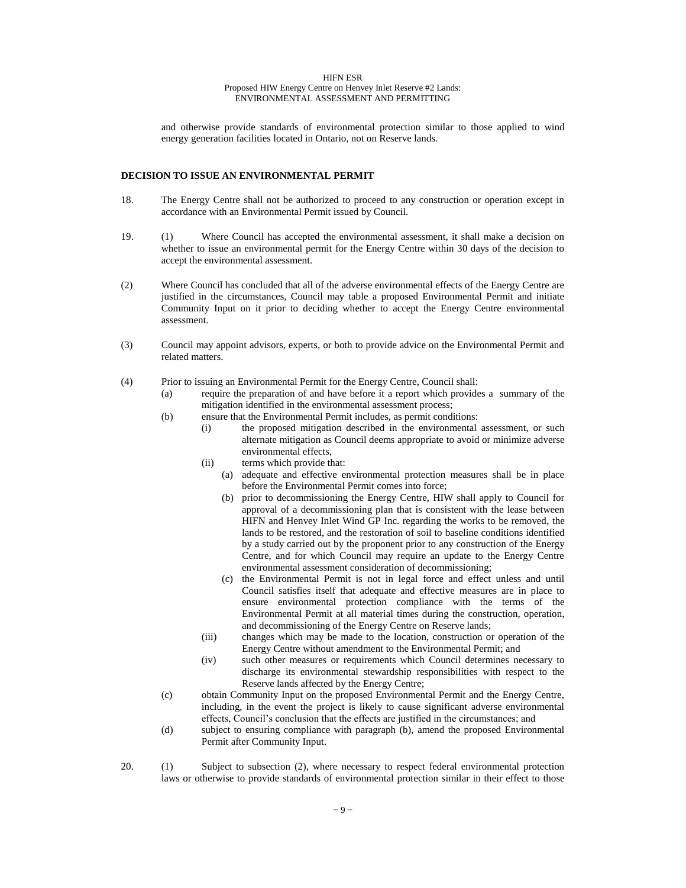and otherwise provide standards of environmental protection similar to those applied to wind energy generation facilities located in Ontario, not on Reserve lands.

## DECISION TO ISSUE AN ENVIRONMENTAL PERMIT

18. The Energy Centre shall not be authorized to proceed to any construction or operation except in accordance with an Environmental Permit issued by Council.

19. (1) Where Council has accepted the environmental assessment, it shall make a decision on whether to issue an environmental permit for the Energy Centre within 30 days of the decision to accept the environmental assessment.

(2) Where Council has concluded that all of the adverse environmental effects of the Energy Centre are justified in the circumstances, Council may table a proposed Environmental Permit and initiate Community Input on it prior to deciding whether to accept the Energy Centre environmental assessment.

(3) Council may appoint advisors, experts, or both to provide advice on the Environmental Permit and related matters.

(4) Prior to issuing an Environmental Permit for the Energy Centre, Council shall:

- (a) require the preparation of and have before it a report which provides a summary of the mitigation identified in the environmental assessment process;
- (b) ensure that the Environmental Permit includes, as permit conditions:
  - (i) the proposed mitigation described in the environmental assessment, or such alternate mitigation as Council deems appropriate to avoid or minimize adverse environmental effects,
  - (ii) terms which provide that:
    - (a) adequate and effective environmental protection measures shall be in place before the Environmental Permit comes into force;
    - (b) prior to decommissioning the Energy Centre, HIW shall apply to Council for approval of a decommissioning plan that is consistent with the lease between HIFN and Henvey Inlet Wind GP Inc. regarding the works to be removed, the lands to be restored, and the restoration of soil to baseline conditions identified by a study carried out by the proponent prior to any construction of the Energy Centre, and for which Council may require an update to the Energy Centre environmental assessment consideration of decommissioning;
    - (c) the Environmental Permit is not in legal force and effect unless and until Council satisfies itself that adequate and effective measures are in place to ensure environmental protection compliance with the terms of the Environmental Permit at all material times during the construction, operation, and decommissioning of the Energy Centre on Reserve lands;
  - (iii) changes which may be made to the location, construction or operation of the Energy Centre without amendment to the Environmental Permit; and
  - (iv) such other measures or requirements which Council determines necessary to discharge its environmental stewardship responsibilities with respect to the Reserve lands affected by the Energy Centre;
- (c) obtain Community Input on the proposed Environmental Permit and the Energy Centre, including, in the event the project is likely to cause significant adverse environmental effects, Council's conclusion that the effects are justified in the circumstances; and
- (d) subject to ensuring compliance with paragraph (b), amend the proposed Environmental Permit after Community Input.

20. (1) Subject to subsection (2), where necessary to respect federal environmental protection laws or otherwise to provide standards of environmental protection similar in their effect to those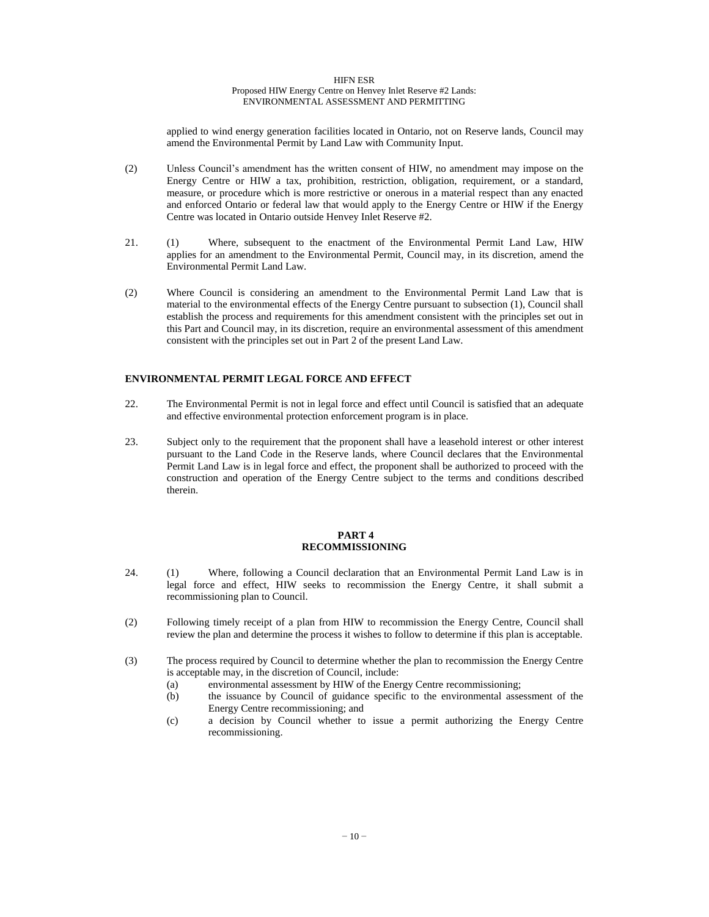applied to wind energy generation facilities located in Ontario, not on Reserve lands, Council may amend the Environmental Permit by Land Law with Community Input.

(2) Unless Council's amendment has the written consent of HIW, no amendment may impose on the Energy Centre or HIW a tax, prohibition, restriction, obligation, requirement, or a standard, measure, or procedure which is more restrictive or onerous in a material respect than any enacted and enforced Ontario or federal law that would apply to the Energy Centre or HIW if the Energy Centre was located in Ontario outside Henvey Inlet Reserve #2.

21. (1) Where, subsequent to the enactment of the Environmental Permit Land Law, HIW applies for an amendment to the Environmental Permit, Council may, in its discretion, amend the Environmental Permit Land Law.

(2) Where Council is considering an amendment to the Environmental Permit Land Law that is material to the environmental effects of the Energy Centre pursuant to subsection (1), Council shall establish the process and requirements for this amendment consistent with the principles set out in this Part and Council may, in its discretion, require an environmental assessment of this amendment consistent with the principles set out in Part 2 of the present Land Law.

### ENVIRONMENTAL PERMIT LEGAL FORCE AND EFFECT

22. The Environmental Permit is not in legal force and effect until Council is satisfied that an adequate and effective environmental protection enforcement program is in place.

23. Subject only to the requirement that the proponent shall have a leasehold interest or other interest pursuant to the Land Code in the Reserve lands, where Council declares that the Environmental Permit Land Law is in legal force and effect, the proponent shall be authorized to proceed with the construction and operation of the Energy Centre subject to the terms and conditions described therein.

## PART 4
## RECOMMISSIONING

24. (1) Where, following a Council declaration that an Environmental Permit Land Law is in legal force and effect, HIW seeks to recommission the Energy Centre, it shall submit a recommissioning plan to Council.

(2) Following timely receipt of a plan from HIW to recommission the Energy Centre, Council shall review the plan and determine the process it wishes to follow to determine if this plan is acceptable.

(3) The process required by Council to determine whether the plan to recommission the Energy Centre is acceptable may, in the discretion of Council, include:

(a) environmental assessment by HIW of the Energy Centre recommissioning;

(b) the issuance by Council of guidance specific to the environmental assessment of the Energy Centre recommissioning; and

(c) a decision by Council whether to issue a permit authorizing the Energy Centre recommissioning.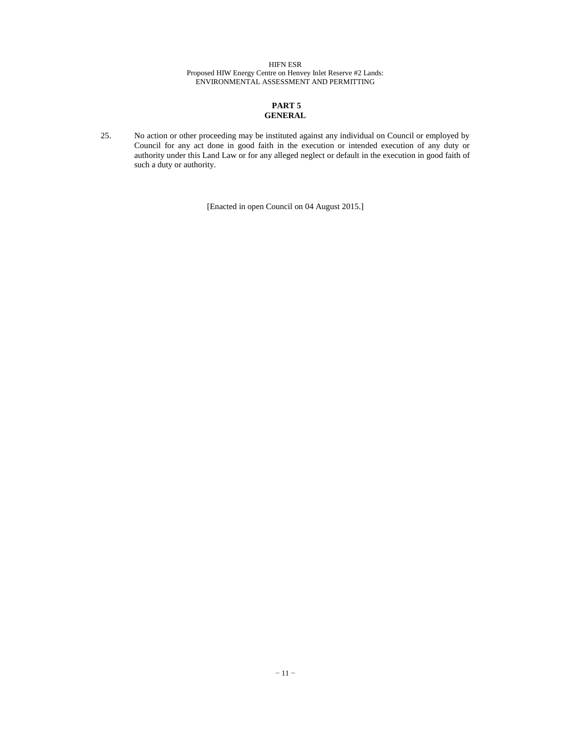**PART 5**
**GENERAL**

25. No action or other proceeding may be instituted against any individual on Council or employed by Council for any act done in good faith in the execution or intended execution of any duty or authority under this Land Law or for any alleged neglect or default in the execution in good faith of such a duty or authority.

[Enacted in open Council on 04 August 2015.]